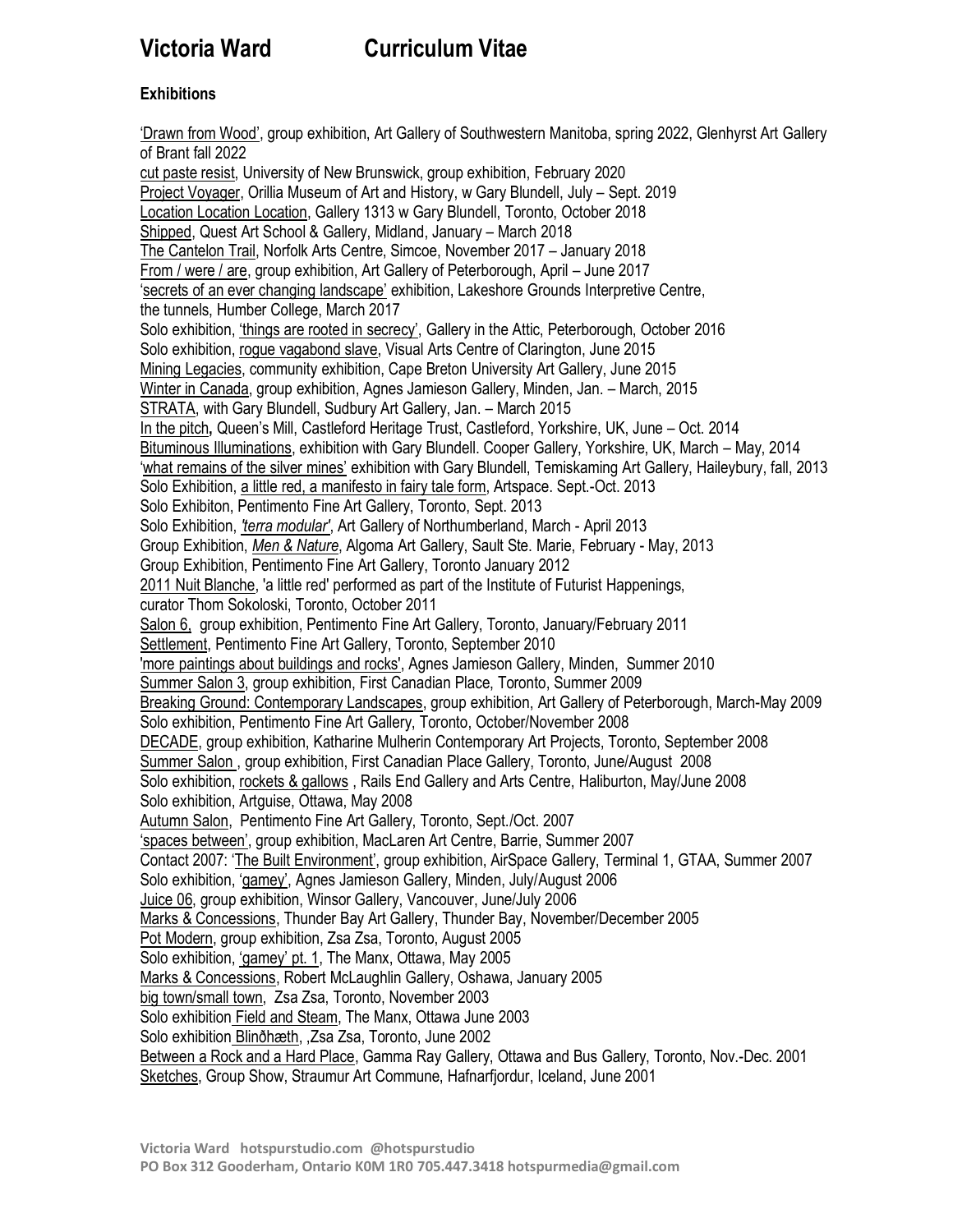# Victoria Ward Curriculum Vitae

### Exhibitions

'Drawn from Wood', group exhibition, Art Gallery of Southwestern Manitoba, spring 2022, Glenhyrst Art Gallery of Brant fall 2022
cut paste resist, University of New Brunswick, group exhibition, February 2020
Project Voyager, Orillia Museum of Art and History, w Gary Blundell, July – Sept. 2019
Location Location Location, Gallery 1313 w Gary Blundell, Toronto, October 2018
Shipped, Quest Art School & Gallery, Midland, January – March 2018
The Cantelon Trail, Norfolk Arts Centre, Simcoe, November 2017 – January 2018
From / were / are, group exhibition, Art Gallery of Peterborough, April – June 2017
'secrets of an ever changing landscape' exhibition, Lakeshore Grounds Interpretive Centre, the tunnels, Humber College, March 2017
Solo exhibition, 'things are rooted in secrecy', Gallery in the Attic, Peterborough, October 2016
Solo exhibition, rogue vagabond slave, Visual Arts Centre of Clarington, June 2015
Mining Legacies, community exhibition, Cape Breton University Art Gallery, June 2015
Winter in Canada, group exhibition, Agnes Jamieson Gallery, Minden, Jan. – March, 2015
STRATA, with Gary Blundell, Sudbury Art Gallery, Jan. – March 2015
In the pitch**,** Queen's Mill, Castleford Heritage Trust, Castleford, Yorkshire, UK, June – Oct. 2014
Bituminous Illuminations, exhibition with Gary Blundell. Cooper Gallery, Yorkshire, UK, March – May, 2014
'what remains of the silver mines' exhibition with Gary Blundell, Temiskaming Art Gallery, Haileybury, fall, 2013
Solo Exhibition, a little red, a manifesto in fairy tale form, Artspace. Sept.-Oct. 2013
Solo Exhibiton, Pentimento Fine Art Gallery, Toronto, Sept. 2013
Solo Exhibition, *'terra modular'*, Art Gallery of Northumberland, March - April 2013
Group Exhibition, *Men & Nature*, Algoma Art Gallery, Sault Ste. Marie, February - May, 2013
Group Exhibition, Pentimento Fine Art Gallery, Toronto January 2012
2011 Nuit Blanche, 'a little red' performed as part of the Institute of Futurist Happenings, curator Thom Sokoloski, Toronto, October 2011
Salon 6, group exhibition, Pentimento Fine Art Gallery, Toronto, January/February 2011
Settlement, Pentimento Fine Art Gallery, Toronto, September 2010
'more paintings about buildings and rocks', Agnes Jamieson Gallery, Minden, Summer 2010
Summer Salon 3, group exhibition, First Canadian Place, Toronto, Summer 2009
Breaking Ground: Contemporary Landscapes, group exhibition, Art Gallery of Peterborough, March-May 2009
Solo exhibition, Pentimento Fine Art Gallery, Toronto, October/November 2008
DECADE, group exhibition, Katharine Mulherin Contemporary Art Projects, Toronto, September 2008
Summer Salon , group exhibition, First Canadian Place Gallery, Toronto, June/August 2008
Solo exhibition, rockets & gallows , Rails End Gallery and Arts Centre, Haliburton, May/June 2008
Solo exhibition, Artguise, Ottawa, May 2008
Autumn Salon, Pentimento Fine Art Gallery, Toronto, Sept./Oct. 2007
'spaces between', group exhibition, MacLaren Art Centre, Barrie, Summer 2007
Contact 2007: 'The Built Environment', group exhibition, AirSpace Gallery, Terminal 1, GTAA, Summer 2007
Solo exhibition, 'gamey', Agnes Jamieson Gallery, Minden, July/August 2006
Juice 06, group exhibition, Winsor Gallery, Vancouver, June/July 2006
Marks & Concessions, Thunder Bay Art Gallery, Thunder Bay, November/December 2005
Pot Modern, group exhibition, Zsa Zsa, Toronto, August 2005
Solo exhibition, 'gamey' pt. 1, The Manx, Ottawa, May 2005
Marks & Concessions, Robert McLaughlin Gallery, Oshawa, January 2005
big town/small town, Zsa Zsa, Toronto, November 2003
Solo exhibition Field and Steam, The Manx, Ottawa June 2003
Solo exhibition Blinðhæth, ,Zsa Zsa, Toronto, June 2002
Between a Rock and a Hard Place, Gamma Ray Gallery, Ottawa and Bus Gallery, Toronto, Nov.-Dec. 2001
Sketches, Group Show, Straumur Art Commune, Hafnarfjordur, Iceland, June 2001

Victoria Ward hotspurstudio.com @hotspurstudio
PO Box 312 Gooderham, Ontario K0M 1R0 705.447.3418 hotspurmedia@gmail.com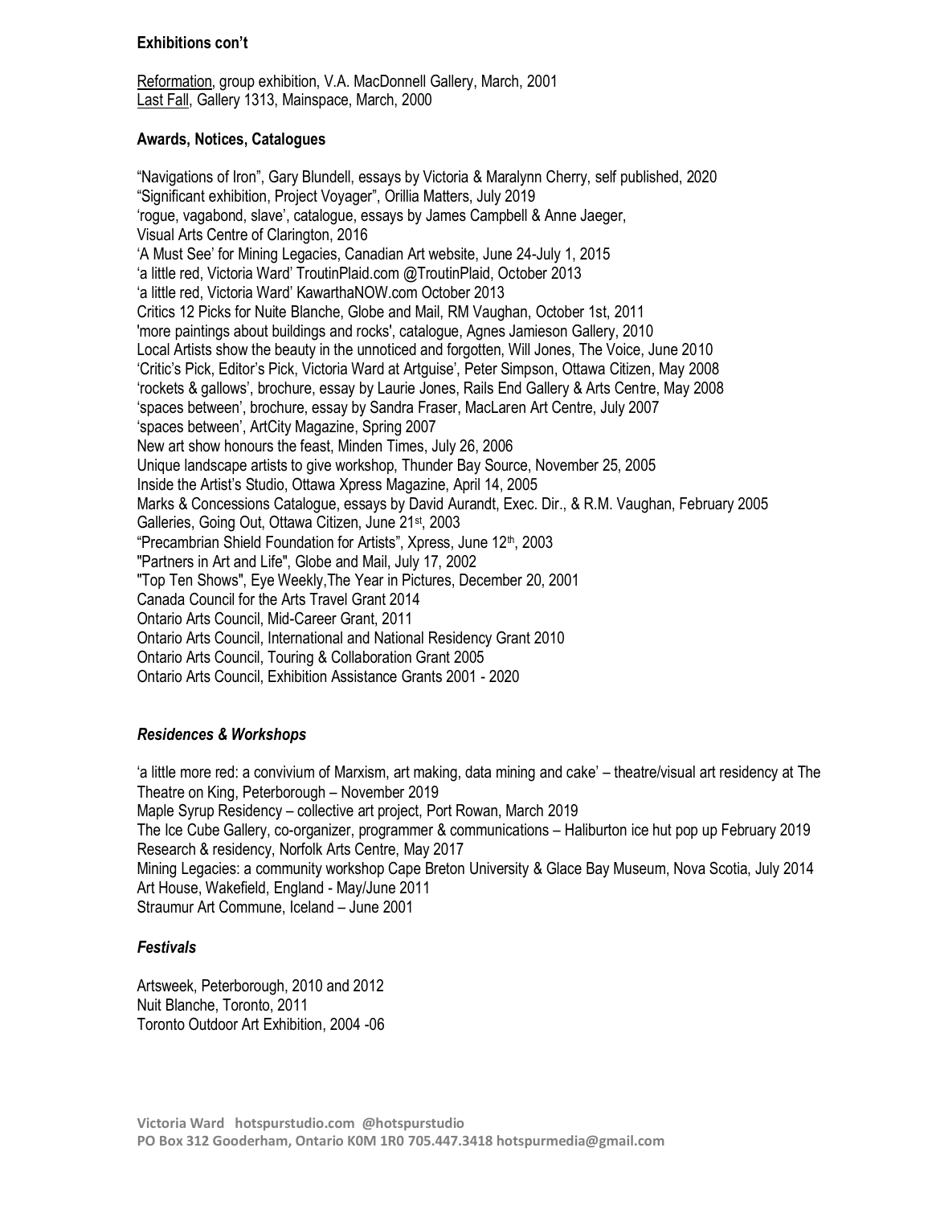**Exhibitions con't**

<u>Reformation</u>, group exhibition, V.A. MacDonnell Gallery, March, 2001
<u>Last Fall</u>, Gallery 1313, Mainspace, March, 2000

**Awards, Notices, Catalogues**

"Navigations of Iron", Gary Blundell, essays by Victoria & Maralynn Cherry, self published, 2020
"Significant exhibition, Project Voyager", Orillia Matters, July 2019
'rogue, vagabond, slave', catalogue, essays by James Campbell & Anne Jaeger,
Visual Arts Centre of Clarington, 2016
'A Must See' for Mining Legacies, Canadian Art website, June 24-July 1, 2015
'a little red, Victoria Ward' TroutinPlaid.com @TroutinPlaid, October 2013
'a little red, Victoria Ward' KawarthaNOW.com October 2013
Critics 12 Picks for Nuite Blanche, Globe and Mail, RM Vaughan, October 1st, 2011
'more paintings about buildings and rocks', catalogue, Agnes Jamieson Gallery, 2010
Local Artists show the beauty in the unnoticed and forgotten, Will Jones, The Voice, June 2010
'Critic's Pick, Editor's Pick, Victoria Ward at Artguise', Peter Simpson, Ottawa Citizen, May 2008
'rockets & gallows', brochure, essay by Laurie Jones, Rails End Gallery & Arts Centre, May 2008
'spaces between', brochure, essay by Sandra Fraser, MacLaren Art Centre, July 2007
'spaces between', ArtCity Magazine, Spring 2007
New art show honours the feast, Minden Times, July 26, 2006
Unique landscape artists to give workshop, Thunder Bay Source, November 25, 2005
Inside the Artist's Studio, Ottawa Xpress Magazine, April 14, 2005
Marks & Concessions Catalogue, essays by David Aurandt, Exec. Dir., & R.M. Vaughan, February 2005
Galleries, Going Out, Ottawa Citizen, June 21st, 2003
"Precambrian Shield Foundation for Artists", Xpress, June 12th, 2003
"Partners in Art and Life", Globe and Mail, July 17, 2002
"Top Ten Shows", Eye Weekly,The Year in Pictures, December 20, 2001
Canada Council for the Arts Travel Grant 2014
Ontario Arts Council, Mid-Career Grant, 2011
Ontario Arts Council, International and National Residency Grant 2010
Ontario Arts Council, Touring & Collaboration Grant 2005
Ontario Arts Council, Exhibition Assistance Grants 2001 - 2020

***Residences & Workshops***

'a little more red: a convivium of Marxism, art making, data mining and cake' – theatre/visual art residency at The Theatre on King, Peterborough – November 2019
Maple Syrup Residency – collective art project, Port Rowan, March 2019
The Ice Cube Gallery, co-organizer, programmer & communications – Haliburton ice hut pop up February 2019
Research & residency, Norfolk Arts Centre, May 2017
Mining Legacies: a community workshop Cape Breton University & Glace Bay Museum, Nova Scotia, July 2014
Art House, Wakefield, England - May/June 2011
Straumur Art Commune, Iceland – June 2001

***Festivals***

Artsweek, Peterborough, 2010 and 2012
Nuit Blanche, Toronto, 2011
Toronto Outdoor Art Exhibition, 2004 -06

**Victoria Ward hotspurstudio.com @hotspurstudio**
**PO Box 312 Gooderham, Ontario K0M 1R0 705.447.3418 hotspurmedia@gmail.com**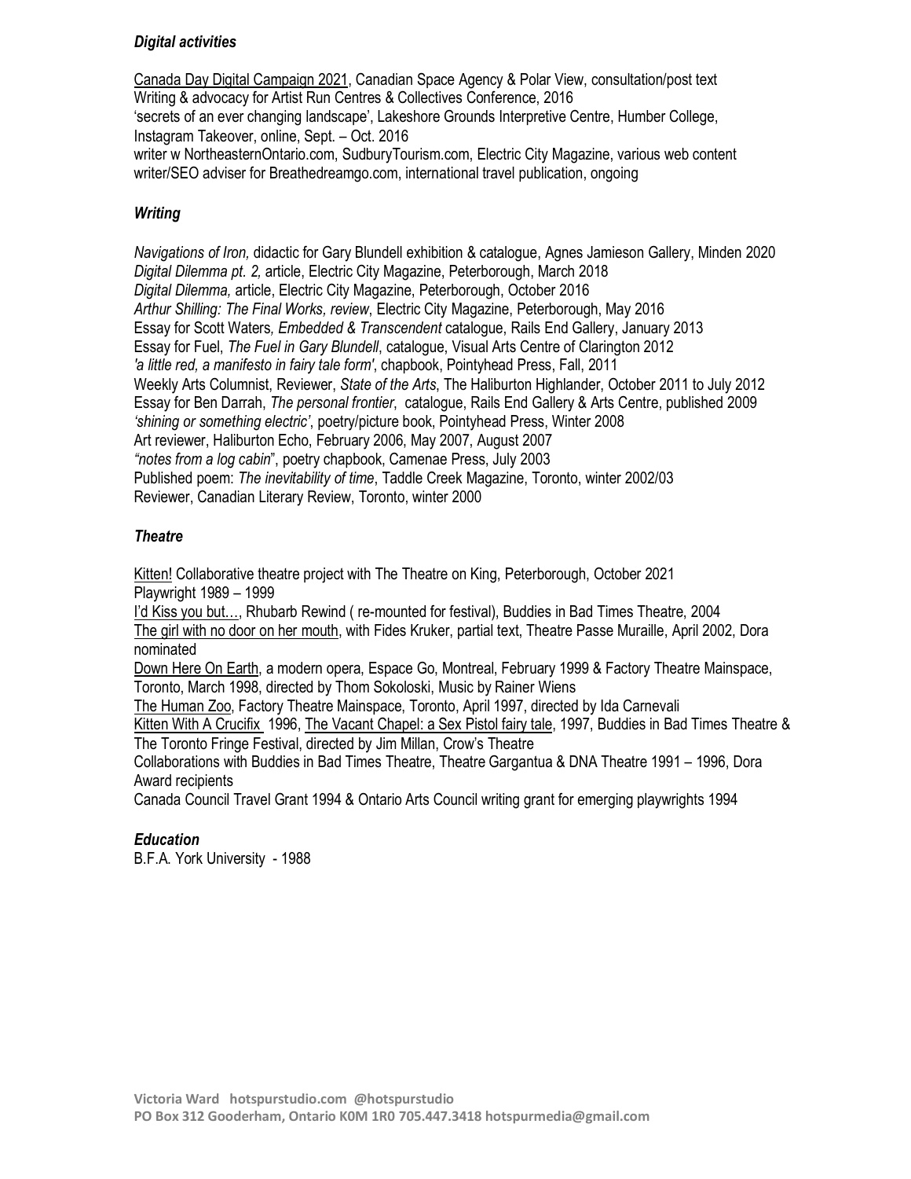### *Digital activities*

Canada Day Digital Campaign 2021, Canadian Space Agency & Polar View, consultation/post text

Writing & advocacy for Artist Run Centres & Collectives Conference, 2016

'secrets of an ever changing landscape', Lakeshore Grounds Interpretive Centre, Humber College, Instagram Takeover, online, Sept. – Oct. 2016

writer w NortheasternOntario.com, SudburyTourism.com, Electric City Magazine, various web content

writer/SEO adviser for Breathedreamgo.com, international travel publication, ongoing

### *Writing*

*Navigations of Iron,* didactic for Gary Blundell exhibition & catalogue, Agnes Jamieson Gallery, Minden 2020

*Digital Dilemma pt. 2,* article, Electric City Magazine, Peterborough, March 2018

*Digital Dilemma,* article, Electric City Magazine, Peterborough, October 2016

*Arthur Shilling: The Final Works, review*, Electric City Magazine, Peterborough, May 2016

Essay for Scott Waters*, Embedded & Transcendent* catalogue, Rails End Gallery, January 2013

Essay for Fuel, *The Fuel in Gary Blundell*, catalogue, Visual Arts Centre of Clarington 2012

*'a little red, a manifesto in fairy tale form'*, chapbook, Pointyhead Press, Fall, 2011

Weekly Arts Columnist, Reviewer, *State of the Arts*, The Haliburton Highlander, October 2011 to July 2012

Essay for Ben Darrah, *The personal frontier*, catalogue, Rails End Gallery & Arts Centre, published 2009

*'shining or something electric'*, poetry/picture book, Pointyhead Press, Winter 2008

Art reviewer, Haliburton Echo, February 2006, May 2007, August 2007

*"notes from a log cabin*", poetry chapbook, Camenae Press, July 2003

Published poem: *The inevitability of time,* Taddle Creek Magazine, Toronto, winter 2002/03

Reviewer, Canadian Literary Review, Toronto, winter 2000

### *Theatre*

Kitten! Collaborative theatre project with The Theatre on King, Peterborough, October 2021

Playwright 1989 – 1999

I'd Kiss you but…, Rhubarb Rewind ( re-mounted for festival), Buddies in Bad Times Theatre, 2004

The girl with no door on her mouth, with Fides Kruker, partial text, Theatre Passe Muraille, April 2002, Dora nominated

Down Here On Earth, a modern opera, Espace Go, Montreal, February 1999 & Factory Theatre Mainspace, Toronto, March 1998, directed by Thom Sokoloski, Music by Rainer Wiens

The Human Zoo, Factory Theatre Mainspace, Toronto, April 1997, directed by Ida Carnevali

Kitten With A Crucifix 1996, The Vacant Chapel: a Sex Pistol fairy tale, 1997, Buddies in Bad Times Theatre & The Toronto Fringe Festival, directed by Jim Millan, Crow's Theatre

Collaborations with Buddies in Bad Times Theatre, Theatre Gargantua & DNA Theatre 1991 – 1996, Dora Award recipients

Canada Council Travel Grant 1994 & Ontario Arts Council writing grant for emerging playwrights 1994

### *Education*

B.F.A. York University - 1988